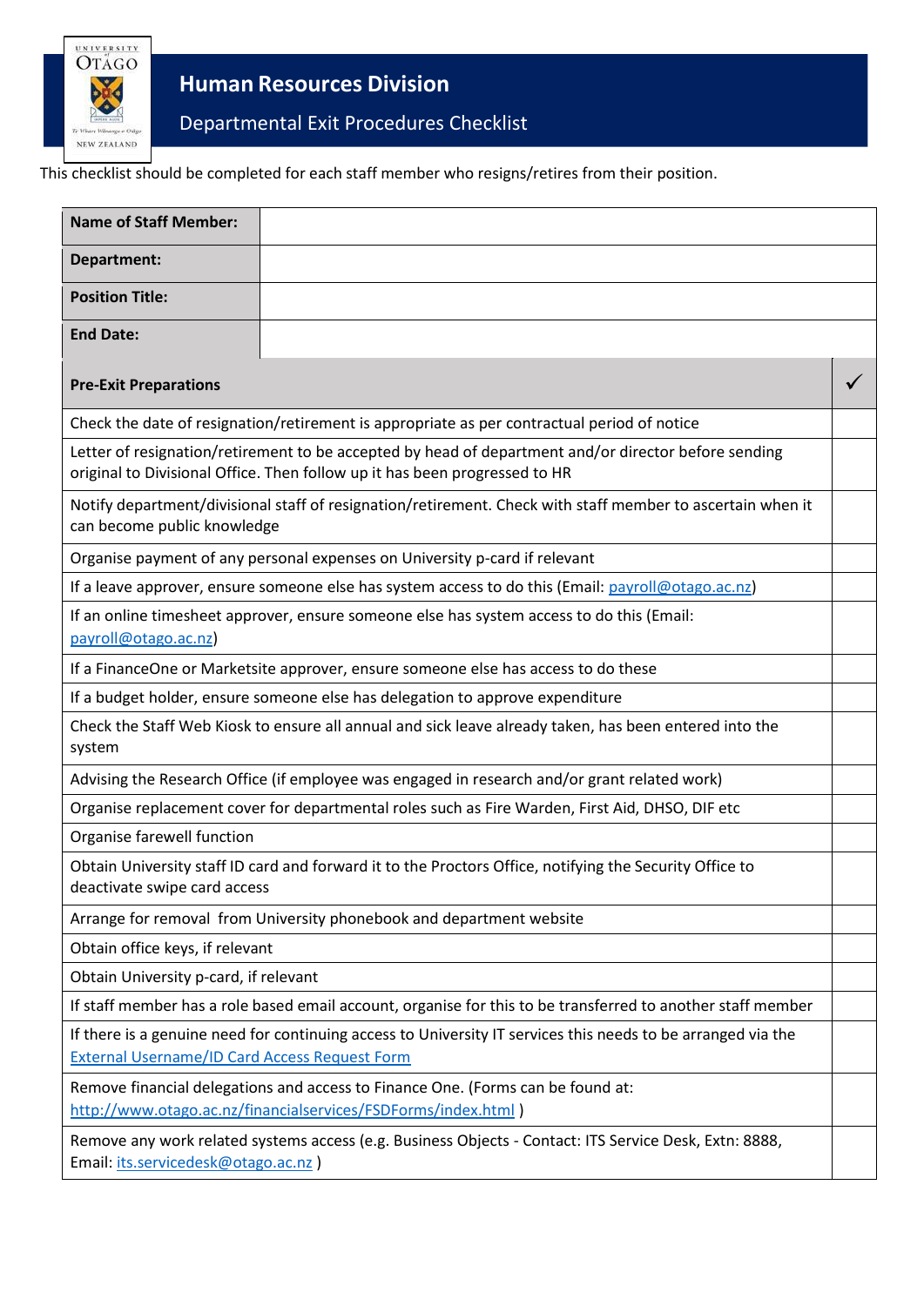# Human Resources Division

## Departmental Exit Procedures Checklist

This checklist should be completed for each staff member who resigns/retires from their position.

| **Name of Staff Member:** | |
|---|---|
| **Department:** | |
| **Position Title:** | |
| **End Date:** | |

| **Pre-Exit Preparations** | ✓ |
|---|---|
| Check the date of resignation/retirement is appropriate as per contractual period of notice | |
| Letter of resignation/retirement to be accepted by head of department and/or director before sending original to Divisional Office. Then follow up it has been progressed to HR | |
| Notify department/divisional staff of resignation/retirement. Check with staff member to ascertain when it can become public knowledge | |
| Organise payment of any personal expenses on University p-card if relevant | |
| If a leave approver, ensure someone else has system access to do this (Email: payroll@otago.ac.nz) | |
| If an online timesheet approver, ensure someone else has system access to do this (Email: payroll@otago.ac.nz) | |
| If a FinanceOne or Marketsite approver, ensure someone else has access to do these | |
| If a budget holder, ensure someone else has delegation to approve expenditure | |
| Check the Staff Web Kiosk to ensure all annual and sick leave already taken, has been entered into the system | |
| Advising the Research Office (if employee was engaged in research and/or grant related work) | |
| Organise replacement cover for departmental roles such as Fire Warden, First Aid, DHSO, DIF etc | |
| Organise farewell function | |
| Obtain University staff ID card and forward it to the Proctors Office, notifying the Security Office to deactivate swipe card access | |
| Arrange for removal from University phonebook and department website | |
| Obtain office keys, if relevant | |
| Obtain University p-card, if relevant | |
| If staff member has a role based email account, organise for this to be transferred to another staff member | |
| If there is a genuine need for continuing access to University IT services this needs to be arranged via the External Username/ID Card Access Request Form | |
| Remove financial delegations and access to Finance One. (Forms can be found at: http://www.otago.ac.nz/financialservices/FSDForms/index.html ) | |
| Remove any work related systems access (e.g. Business Objects - Contact: ITS Service Desk, Extn: 8888, Email: its.servicedesk@otago.ac.nz ) | |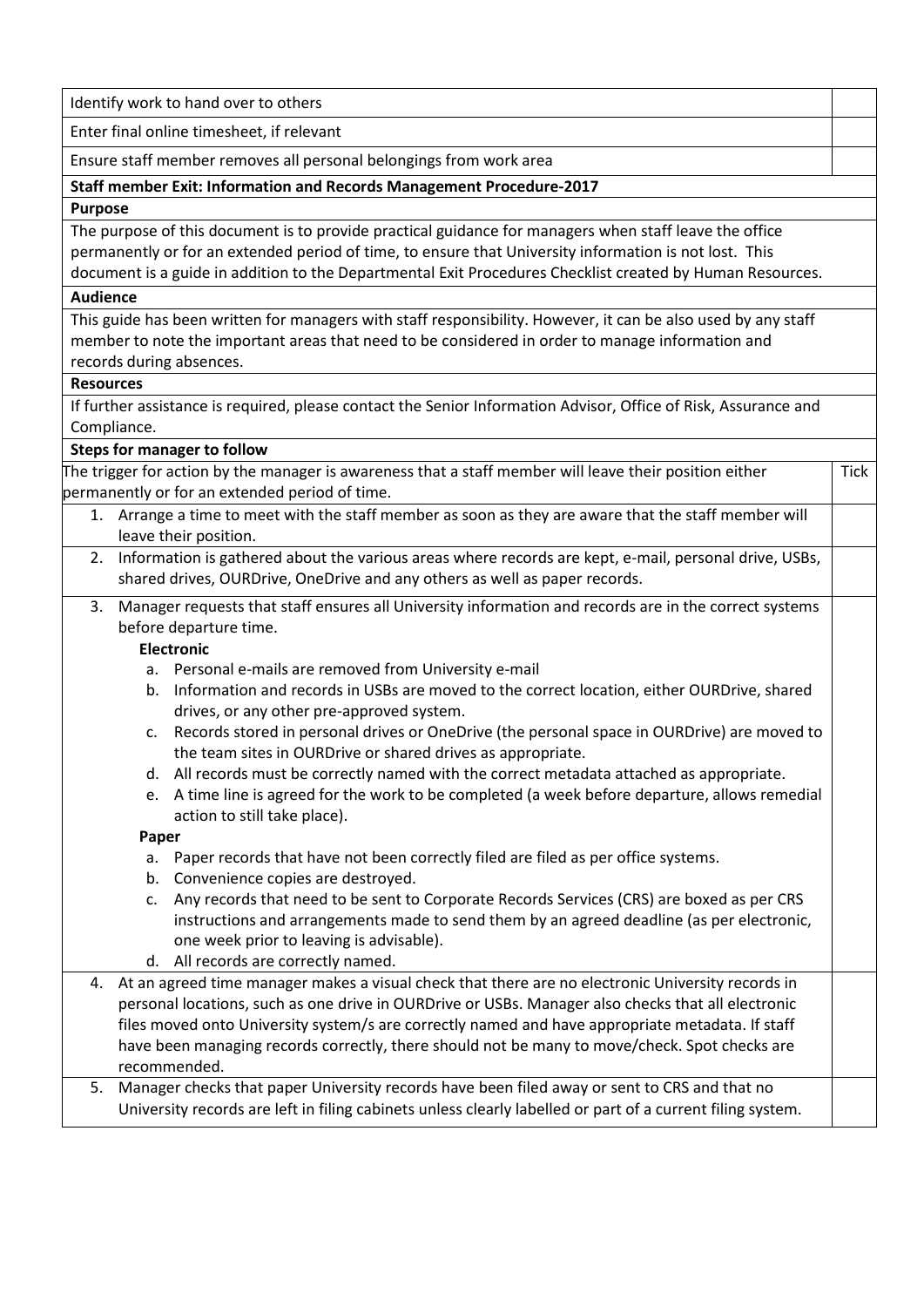| | |
|---|---|
| Identify work to hand over to others | |
| Enter final online timesheet, if relevant | |
| Ensure staff member removes all personal belongings from work area | |

**Staff member Exit: Information and Records Management Procedure-2017**

**Purpose**

The purpose of this document is to provide practical guidance for managers when staff leave the office permanently or for an extended period of time, to ensure that University information is not lost. This document is a guide in addition to the Departmental Exit Procedures Checklist created by Human Resources.

**Audience**

This guide has been written for managers with staff responsibility. However, it can be also used by any staff member to note the important areas that need to be considered in order to manage information and records during absences.

**Resources**

If further assistance is required, please contact the Senior Information Advisor, Office of Risk, Assurance and Compliance.

**Steps for manager to follow**

| | |
|---|---|
| The trigger for action by the manager is awareness that a staff member will leave their position either permanently or for an extended period of time. | Tick |
| 1. Arrange a time to meet with the staff member as soon as they are aware that the staff member will leave their position. | |
| 2. Information is gathered about the various areas where records are kept, e-mail, personal drive, USBs, shared drives, OURDrive, OneDrive and any others as well as paper records. | |
| 3. Manager requests that staff ensures all University information and records are in the correct systems before departure time.<br>**Electronic**<br>a. Personal e-mails are removed from University e-mail<br>b. Information and records in USBs are moved to the correct location, either OURDrive, shared drives, or any other pre-approved system.<br>c. Records stored in personal drives or OneDrive (the personal space in OURDrive) are moved to the team sites in OURDrive or shared drives as appropriate.<br>d. All records must be correctly named with the correct metadata attached as appropriate.<br>e. A time line is agreed for the work to be completed (a week before departure, allows remedial action to still take place).<br>**Paper**<br>a. Paper records that have not been correctly filed are filed as per office systems.<br>b. Convenience copies are destroyed.<br>c. Any records that need to be sent to Corporate Records Services (CRS) are boxed as per CRS instructions and arrangements made to send them by an agreed deadline (as per electronic, one week prior to leaving is advisable).<br>d. All records are correctly named. | |
| 4. At an agreed time manager makes a visual check that there are no electronic University records in personal locations, such as one drive in OURDrive or USBs. Manager also checks that all electronic files moved onto University system/s are correctly named and have appropriate metadata. If staff have been managing records correctly, there should not be many to move/check. Spot checks are recommended. | |
| 5. Manager checks that paper University records have been filed away or sent to CRS and that no University records are left in filing cabinets unless clearly labelled or part of a current filing system. | |